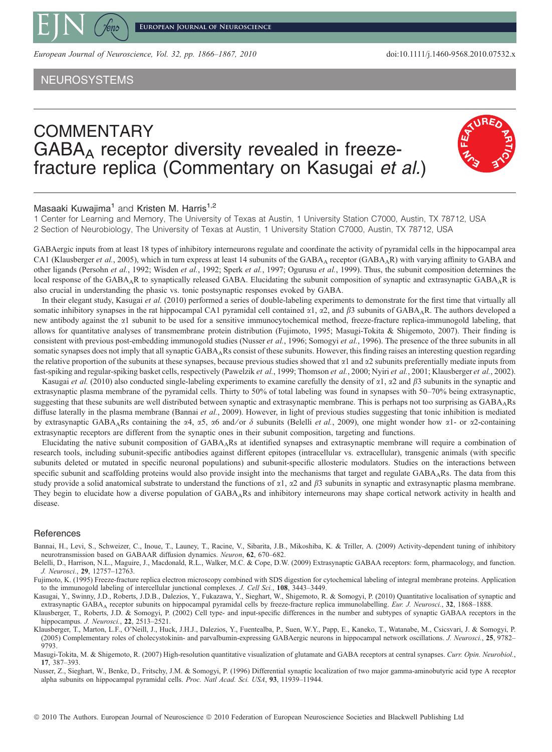NEUROSYSTEMS

# COMMENTARY
# $GABA_A$ receptor diversity revealed in freeze-fracture replica (Commentary on Kasugai *et al.*)

Masaaki Kuwajima[1] and Kristen M. Harris[1,2]

1 Center for Learning and Memory, The University of Texas at Austin, 1 University Station C7000, Austin, TX 78712, USA
2 Section of Neurobiology, The University of Texas at Austin, 1 University Station C7000, Austin, TX 78712, USA

GABAergic inputs from at least 18 types of inhibitory interneurons regulate and coordinate the activity of pyramidal cells in the hippocampal area CA1 (Klausberger *et al.*, 2005), which in turn express at least 14 subunits of the $GABA_A$ receptor ($GABA_AR$) with varying affinity to GABA and other ligands (Persohn *et al.*, 1992; Wisden *et al.*, 1992; Sperk *et al.*, 1997; Ogurusu *et al.*, 1999). Thus, the subunit composition determines the local response of the $GABA_AR$ to synaptically released GABA. Elucidating the subunit composition of synaptic and extrasynaptic $GABA_AR$ is also crucial in understanding the phasic vs. tonic postsynaptic responses evoked by GABA.

In their elegant study, Kasugai *et al.* (2010) performed a series of double-labeling experiments to demonstrate for the first time that virtually all somatic inhibitory synapses in the rat hippocampal CA1 pyramidal cell contained α1, α2, and β3 subunits of $GABA_AR$. The authors developed a new antibody against the α1 subunit to be used for a sensitive immunocytochemical method, freeze-fracture replica-immunogold labeling, that allows for quantitative analyses of transmembrane protein distribution (Fujimoto, 1995; Masugi-Tokita & Shigemoto, 2007). Their finding is consistent with previous post-embedding immunogold studies (Nusser *et al.*, 1996; Somogyi *et al.*, 1996). The presence of the three subunits in all somatic synapses does not imply that all synaptic $GABA_AR$s consist of these subunits. However, this finding raises an interesting question regarding the relative proportion of the subunits at these synapses, because previous studies showed that α1 and α2 subunits preferentially mediate inputs from fast-spiking and regular-spiking basket cells, respectively (Pawelzik *et al.*, 1999; Thomson *et al.*, 2000; Nyiri *et al.*, 2001; Klausberger *et al.*, 2002).

Kasugai *et al.* (2010) also conducted single-labeling experiments to examine carefully the density of α1, α2 and β3 subunits in the synaptic and extrasynaptic plasma membrane of the pyramidal cells. Thirty to 50% of total labeling was found in synapses with 50–70% being extrasynaptic, suggesting that these subunits are well distributed between synaptic and extrasynaptic membrane. This is perhaps not too surprising as $GABA_AR$s diffuse laterally in the plasma membrane (Bannai *et al.*, 2009). However, in light of previous studies suggesting that tonic inhibition is mediated by extrasynaptic $GABA_AR$s containing the α4, α5, α6 and/or δ subunits (Belelli *et al.*, 2009), one might wonder how α1- or α2-containing extrasynaptic receptors are different from the synaptic ones in their subunit composition, targeting and functions.

Elucidating the native subunit composition of $GABA_AR$s at identified synapses and extrasynaptic membrane will require a combination of research tools, including subunit-specific antibodies against different epitopes (intracellular vs. extracellular), transgenic animals (with specific subunits deleted or mutated in specific neuronal populations) and subunit-specific allosteric modulators. Studies on the interactions between specific subunit and scaffolding proteins would also provide insight into the mechanisms that target and regulate $GABA_AR$s. The data from this study provide a solid anatomical substrate to understand the functions of α1, α2 and β3 subunits in synaptic and extrasynaptic plasma membrane. They begin to elucidate how a diverse population of $GABA_AR$s and inhibitory interneurons may shape cortical network activity in health and disease.

## References

Bannai, H., Levi, S., Schweizer, C., Inoue, T., Launey, T., Racine, V., Sibarita, J.B., Mikoshiba, K. & Triller, A. (2009) Activity-dependent tuning of inhibitory neurotransmission based on GABAAR diffusion dynamics. *Neuron*, **62**, 670–682.

Belelli, D., Harrison, N.L., Maguire, J., Macdonald, R.L., Walker, M.C. & Cope, D.W. (2009) Extrasynaptic GABAA receptors: form, pharmacology, and function. *J. Neurosci.*, **29**, 12757–12763.

Fujimoto, K. (1995) Freeze-fracture replica electron microscopy combined with SDS digestion for cytochemical labeling of integral membrane proteins. Application to the immunogold labeling of intercellular junctional complexes. *J. Cell Sci.*, **108**, 3443–3449.

Kasugai, Y., Swinny, J.D., Roberts, J.D.B., Dalezios, Y., Fukazawa, Y., Sieghart, W., Shigemoto, R. & Somogyi, P. (2010) Quantitative localisation of synaptic and extrasynaptic $GABA_A$ receptor subunits on hippocampal pyramidal cells by freeze-fracture replica immunolabelling. *Eur. J. Neurosci.*, **32**, 1868–1888.

Klausberger, T., Roberts, J.D. & Somogyi, P. (2002) Cell type- and input-specific differences in the number and subtypes of synaptic GABAA receptors in the hippocampus. *J. Neurosci.*, **22**, 2513–2521.

Klausberger, T., Marton, L.F., O'Neill, J., Huck, J.H.J., Dalezios, Y., Fuentealba, P., Suen, W.Y., Papp, E., Kaneko, T., Watanabe, M., Csicsvari, J. & Somogyi, P. (2005) Complementary roles of cholecystokinin- and parvalbumin-expressing GABAergic neurons in hippocampal network oscillations. *J. Neurosci.*, **25**, 9782–9793.

Masugi-Tokita, M. & Shigemoto, R. (2007) High-resolution quantitative visualization of glutamate and GABA receptors at central synapses. *Curr. Opin. Neurobiol.*, **17**, 387–393.

Nusser, Z., Sieghart, W., Benke, D., Fritschy, J.M. & Somogyi, P. (1996) Differential synaptic localization of two major gamma-aminobutyric acid type A receptor alpha subunits on hippocampal pyramidal cells. *Proc. Natl Acad. Sci. USA*, **93**, 11939–11944.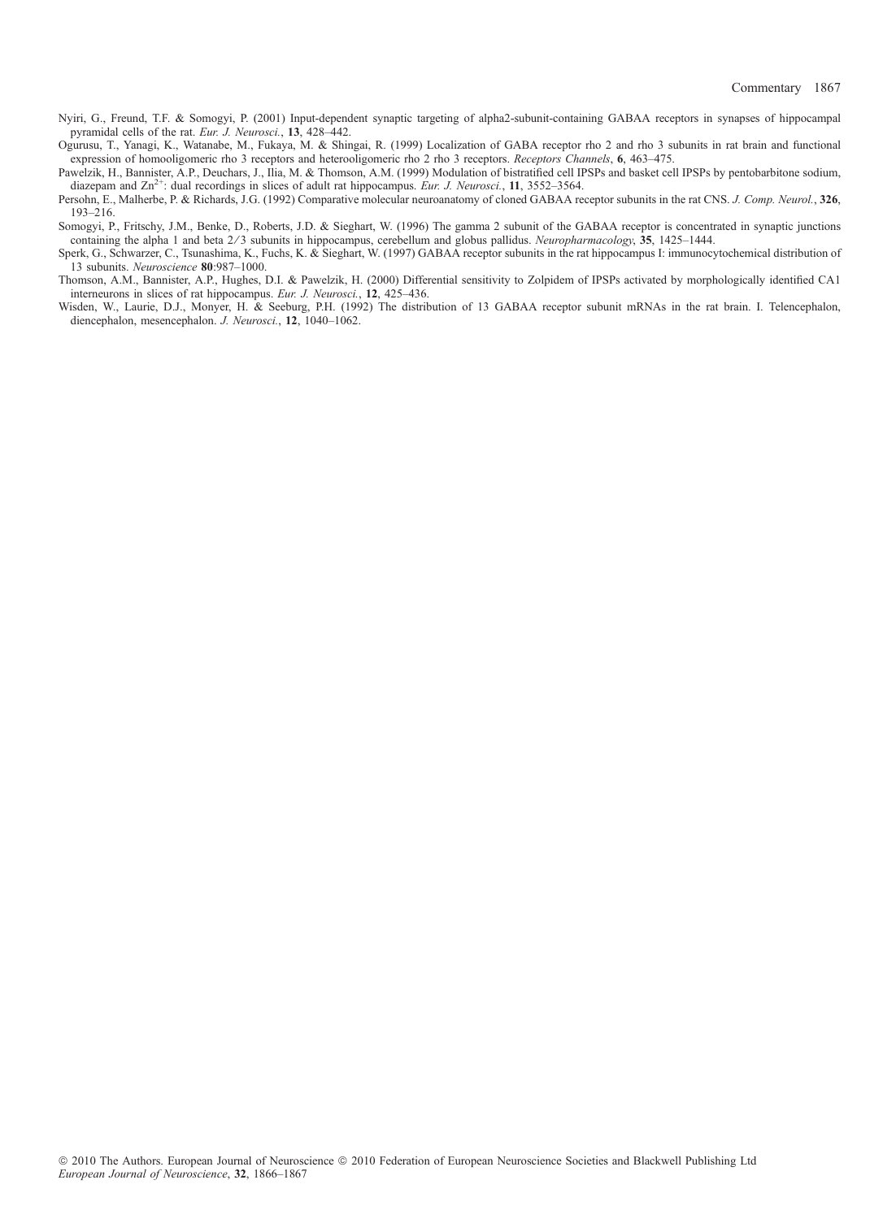Nyiri, G., Freund, T.F. & Somogyi, P. (2001) Input-dependent synaptic targeting of alpha2-subunit-containing GABAA receptors in synapses of hippocampal pyramidal cells of the rat. *Eur. J. Neurosci.*, **13**, 428–442.

Ogurusu, T., Yanagi, K., Watanabe, M., Fukaya, M. & Shingai, R. (1999) Localization of GABA receptor rho 2 and rho 3 subunits in rat brain and functional expression of homooligomeric rho 3 receptors and heterooligomeric rho 2 rho 3 receptors. *Receptors Channels*, **6**, 463–475.

Pawelzik, H., Bannister, A.P., Deuchars, J., Ilia, M. & Thomson, A.M. (1999) Modulation of bistratified cell IPSPs and basket cell IPSPs by pentobarbitone sodium, diazepam and $Zn^{2+}$: dual recordings in slices of adult rat hippocampus. *Eur. J. Neurosci.*, **11**, 3552–3564.

Persohn, E., Malherbe, P. & Richards, J.G. (1992) Comparative molecular neuroanatomy of cloned GABAA receptor subunits in the rat CNS. *J. Comp. Neurol.*, **326**, 193–216.

Somogyi, P., Fritschy, J.M., Benke, D., Roberts, J.D. & Sieghart, W. (1996) The gamma 2 subunit of the GABAA receptor is concentrated in synaptic junctions containing the alpha 1 and beta 2/3 subunits in hippocampus, cerebellum and globus pallidus. *Neuropharmacology*, **35**, 1425–1444.

Sperk, G., Schwarzer, C., Tsunashima, K., Fuchs, K. & Sieghart, W. (1997) GABAA receptor subunits in the rat hippocampus I: immunocytochemical distribution of 13 subunits. *Neuroscience* **80**:987–1000.

Thomson, A.M., Bannister, A.P., Hughes, D.I. & Pawelzik, H. (2000) Differential sensitivity to Zolpidem of IPSPs activated by morphologically identified CA1 interneurons in slices of rat hippocampus. *Eur. J. Neurosci.*, **12**, 425–436.

Wisden, W., Laurie, D.J., Monyer, H. & Seeburg, P.H. (1992) The distribution of 13 GABAA receptor subunit mRNAs in the rat brain. I. Telencephalon, diencephalon, mesencephalon. *J. Neurosci.*, **12**, 1040–1062.